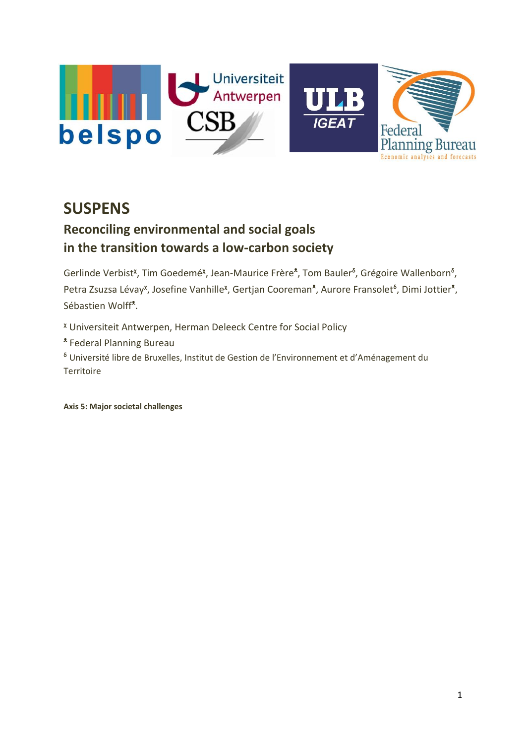# SUSPENS

## Reconciling environmental and social goals in the transition towards a low-carbon society

Gerlinde Verbist[x], Tim Goedemé[x], Jean-Maurice Frère[*], Tom Bauler[δ], Grégoire Wallenborn[δ], Petra Zsuzsa Lévay[x], Josefine Vanhille[x], Gertjan Cooreman[*], Aurore Fransolet[δ], Dimi Jottier[*], Sébastien Wolff[*].

[x] Universiteit Antwerpen, Herman Deleeck Centre for Social Policy

[*] Federal Planning Bureau

[δ] Université libre de Bruxelles, Institut de Gestion de l'Environnement et d'Aménagement du Territoire

**Axis 5: Major societal challenges**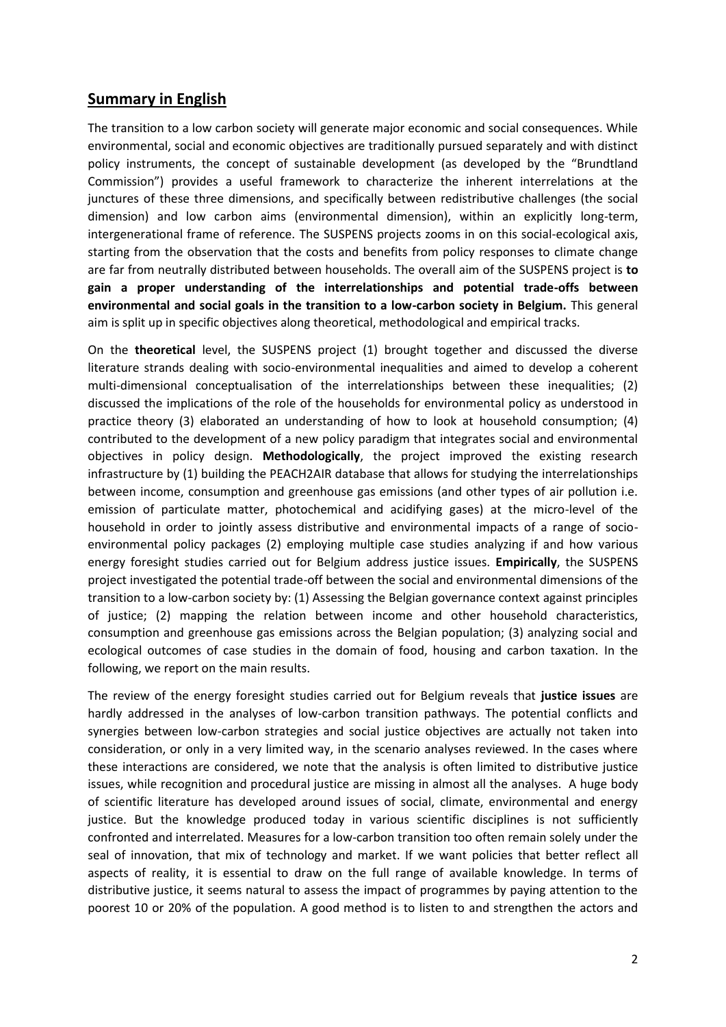## Summary in English

The transition to a low carbon society will generate major economic and social consequences. While environmental, social and economic objectives are traditionally pursued separately and with distinct policy instruments, the concept of sustainable development (as developed by the "Brundtland Commission") provides a useful framework to characterize the inherent interrelations at the junctures of these three dimensions, and specifically between redistributive challenges (the social dimension) and low carbon aims (environmental dimension), within an explicitly long-term, intergenerational frame of reference. The SUSPENS projects zooms in on this social-ecological axis, starting from the observation that the costs and benefits from policy responses to climate change are far from neutrally distributed between households. The overall aim of the SUSPENS project is **to gain a proper understanding of the interrelationships and potential trade-offs between environmental and social goals in the transition to a low-carbon society in Belgium.** This general aim is split up in specific objectives along theoretical, methodological and empirical tracks.

On the **theoretical** level, the SUSPENS project (1) brought together and discussed the diverse literature strands dealing with socio-environmental inequalities and aimed to develop a coherent multi-dimensional conceptualisation of the interrelationships between these inequalities; (2) discussed the implications of the role of the households for environmental policy as understood in practice theory (3) elaborated an understanding of how to look at household consumption; (4) contributed to the development of a new policy paradigm that integrates social and environmental objectives in policy design. **Methodologically**, the project improved the existing research infrastructure by (1) building the PEACH2AIR database that allows for studying the interrelationships between income, consumption and greenhouse gas emissions (and other types of air pollution i.e. emission of particulate matter, photochemical and acidifying gases) at the micro-level of the household in order to jointly assess distributive and environmental impacts of a range of socio-environmental policy packages (2) employing multiple case studies analyzing if and how various energy foresight studies carried out for Belgium address justice issues. **Empirically**, the SUSPENS project investigated the potential trade-off between the social and environmental dimensions of the transition to a low-carbon society by: (1) Assessing the Belgian governance context against principles of justice; (2) mapping the relation between income and other household characteristics, consumption and greenhouse gas emissions across the Belgian population; (3) analyzing social and ecological outcomes of case studies in the domain of food, housing and carbon taxation. In the following, we report on the main results.

The review of the energy foresight studies carried out for Belgium reveals that **justice issues** are hardly addressed in the analyses of low-carbon transition pathways. The potential conflicts and synergies between low-carbon strategies and social justice objectives are actually not taken into consideration, or only in a very limited way, in the scenario analyses reviewed. In the cases where these interactions are considered, we note that the analysis is often limited to distributive justice issues, while recognition and procedural justice are missing in almost all the analyses. A huge body of scientific literature has developed around issues of social, climate, environmental and energy justice. But the knowledge produced today in various scientific disciplines is not sufficiently confronted and interrelated. Measures for a low-carbon transition too often remain solely under the seal of innovation, that mix of technology and market. If we want policies that better reflect all aspects of reality, it is essential to draw on the full range of available knowledge. In terms of distributive justice, it seems natural to assess the impact of programmes by paying attention to the poorest 10 or 20% of the population. A good method is to listen to and strengthen the actors and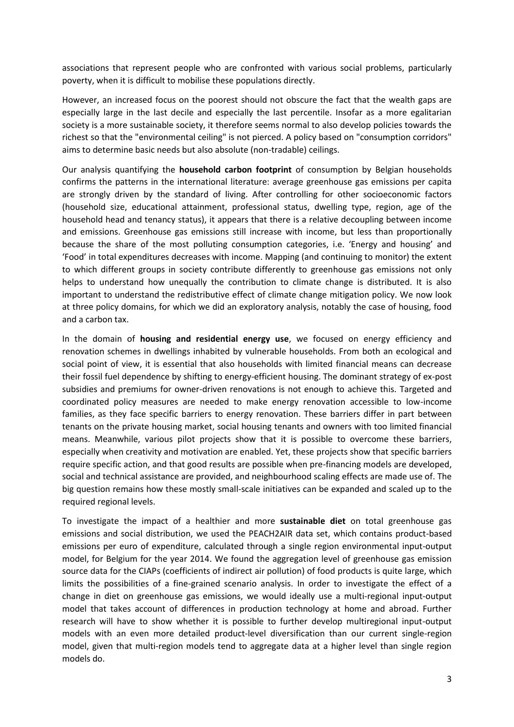associations that represent people who are confronted with various social problems, particularly poverty, when it is difficult to mobilise these populations directly.

However, an increased focus on the poorest should not obscure the fact that the wealth gaps are especially large in the last decile and especially the last percentile. Insofar as a more egalitarian society is a more sustainable society, it therefore seems normal to also develop policies towards the richest so that the "environmental ceiling" is not pierced. A policy based on "consumption corridors" aims to determine basic needs but also absolute (non-tradable) ceilings.

Our analysis quantifying the **household carbon footprint** of consumption by Belgian households confirms the patterns in the international literature: average greenhouse gas emissions per capita are strongly driven by the standard of living. After controlling for other socioeconomic factors (household size, educational attainment, professional status, dwelling type, region, age of the household head and tenancy status), it appears that there is a relative decoupling between income and emissions. Greenhouse gas emissions still increase with income, but less than proportionally because the share of the most polluting consumption categories, i.e. 'Energy and housing' and 'Food' in total expenditures decreases with income. Mapping (and continuing to monitor) the extent to which different groups in society contribute differently to greenhouse gas emissions not only helps to understand how unequally the contribution to climate change is distributed. It is also important to understand the redistributive effect of climate change mitigation policy. We now look at three policy domains, for which we did an exploratory analysis, notably the case of housing, food and a carbon tax.

In the domain of **housing and residential energy use**, we focused on energy efficiency and renovation schemes in dwellings inhabited by vulnerable households. From both an ecological and social point of view, it is essential that also households with limited financial means can decrease their fossil fuel dependence by shifting to energy-efficient housing. The dominant strategy of ex-post subsidies and premiums for owner-driven renovations is not enough to achieve this. Targeted and coordinated policy measures are needed to make energy renovation accessible to low-income families, as they face specific barriers to energy renovation. These barriers differ in part between tenants on the private housing market, social housing tenants and owners with too limited financial means. Meanwhile, various pilot projects show that it is possible to overcome these barriers, especially when creativity and motivation are enabled. Yet, these projects show that specific barriers require specific action, and that good results are possible when pre-financing models are developed, social and technical assistance are provided, and neighbourhood scaling effects are made use of. The big question remains how these mostly small-scale initiatives can be expanded and scaled up to the required regional levels.

To investigate the impact of a healthier and more **sustainable diet** on total greenhouse gas emissions and social distribution, we used the PEACH2AIR data set, which contains product-based emissions per euro of expenditure, calculated through a single region environmental input-output model, for Belgium for the year 2014. We found the aggregation level of greenhouse gas emission source data for the CIAPs (coefficients of indirect air pollution) of food products is quite large, which limits the possibilities of a fine-grained scenario analysis. In order to investigate the effect of a change in diet on greenhouse gas emissions, we would ideally use a multi-regional input-output model that takes account of differences in production technology at home and abroad. Further research will have to show whether it is possible to further develop multiregional input-output models with an even more detailed product-level diversification than our current single-region model, given that multi-region models tend to aggregate data at a higher level than single region models do.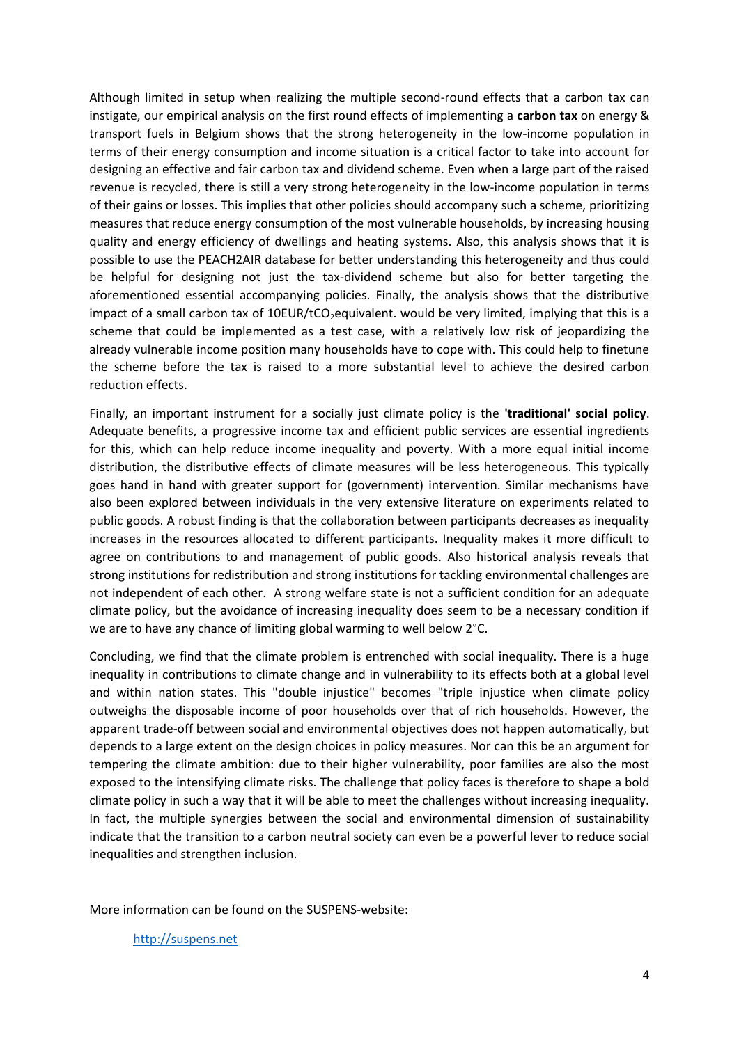Although limited in setup when realizing the multiple second-round effects that a carbon tax can instigate, our empirical analysis on the first round effects of implementing a **carbon tax** on energy & transport fuels in Belgium shows that the strong heterogeneity in the low-income population in terms of their energy consumption and income situation is a critical factor to take into account for designing an effective and fair carbon tax and dividend scheme. Even when a large part of the raised revenue is recycled, there is still a very strong heterogeneity in the low-income population in terms of their gains or losses. This implies that other policies should accompany such a scheme, prioritizing measures that reduce energy consumption of the most vulnerable households, by increasing housing quality and energy efficiency of dwellings and heating systems. Also, this analysis shows that it is possible to use the PEACH2AIR database for better understanding this heterogeneity and thus could be helpful for designing not just the tax-dividend scheme but also for better targeting the aforementioned essential accompanying policies. Finally, the analysis shows that the distributive impact of a small carbon tax of 10EUR/t$CO_2$equivalent. would be very limited, implying that this is a scheme that could be implemented as a test case, with a relatively low risk of jeopardizing the already vulnerable income position many households have to cope with. This could help to finetune the scheme before the tax is raised to a more substantial level to achieve the desired carbon reduction effects.

Finally, an important instrument for a socially just climate policy is the **'traditional' social policy**. Adequate benefits, a progressive income tax and efficient public services are essential ingredients for this, which can help reduce income inequality and poverty. With a more equal initial income distribution, the distributive effects of climate measures will be less heterogeneous. This typically goes hand in hand with greater support for (government) intervention. Similar mechanisms have also been explored between individuals in the very extensive literature on experiments related to public goods. A robust finding is that the collaboration between participants decreases as inequality increases in the resources allocated to different participants. Inequality makes it more difficult to agree on contributions to and management of public goods. Also historical analysis reveals that strong institutions for redistribution and strong institutions for tackling environmental challenges are not independent of each other. A strong welfare state is not a sufficient condition for an adequate climate policy, but the avoidance of increasing inequality does seem to be a necessary condition if we are to have any chance of limiting global warming to well below 2°C.

Concluding, we find that the climate problem is entrenched with social inequality. There is a huge inequality in contributions to climate change and in vulnerability to its effects both at a global level and within nation states. This "double injustice" becomes "triple injustice when climate policy outweighs the disposable income of poor households over that of rich households. However, the apparent trade-off between social and environmental objectives does not happen automatically, but depends to a large extent on the design choices in policy measures. Nor can this be an argument for tempering the climate ambition: due to their higher vulnerability, poor families are also the most exposed to the intensifying climate risks. The challenge that policy faces is therefore to shape a bold climate policy in such a way that it will be able to meet the challenges without increasing inequality. In fact, the multiple synergies between the social and environmental dimension of sustainability indicate that the transition to a carbon neutral society can even be a powerful lever to reduce social inequalities and strengthen inclusion.

More information can be found on the SUSPENS-website:

http://suspens.net